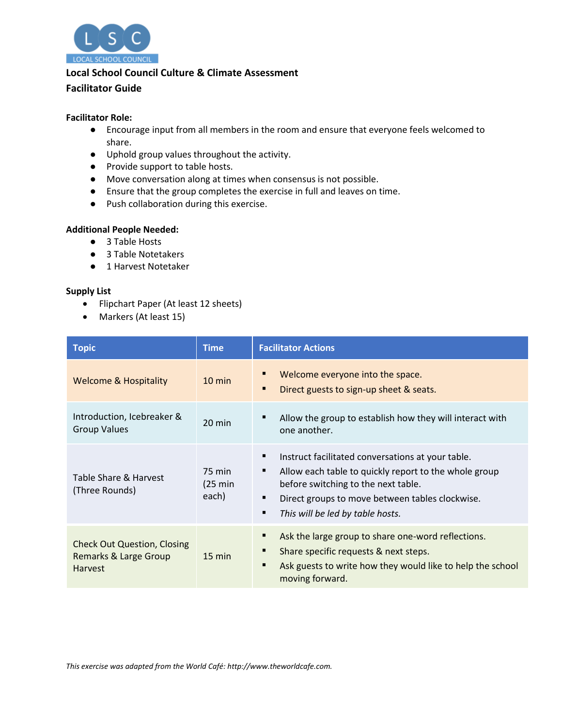LOCAL SCHOOL COUNCIL

**Local School Council Culture & Climate Assessment**

**Facilitator Guide**

**Facilitator Role:**

- Encourage input from all members in the room and ensure that everyone feels welcomed to share.
- Uphold group values throughout the activity.
- Provide support to table hosts.
- Move conversation along at times when consensus is not possible.
- Ensure that the group completes the exercise in full and leaves on time.
- Push collaboration during this exercise.

**Additional People Needed:**

- 3 Table Hosts
- 3 Table Notetakers
- 1 Harvest Notetaker

**Supply List**

- Flipchart Paper (At least 12 sheets)
- Markers (At least 15)

| Topic | Time | Facilitator Actions |
|---|---|---|
| Welcome & Hospitality | 10 min | ▪ Welcome everyone into the space.<br>▪ Direct guests to sign-up sheet & seats. |
| Introduction, Icebreaker & Group Values | 20 min | ▪ Allow the group to establish how they will interact with one another. |
| Table Share & Harvest (Three Rounds) | 75 min (25 min each) | ▪ Instruct facilitated conversations at your table.<br>▪ Allow each table to quickly report to the whole group before switching to the next table.<br>▪ Direct groups to move between tables clockwise.<br>▪ *This will be led by table hosts.* |
| Check Out Question, Closing Remarks & Large Group Harvest | 15 min | ▪ Ask the large group to share one-word reflections.<br>▪ Share specific requests & next steps.<br>▪ Ask guests to write how they would like to help the school moving forward. |

*This exercise was adapted from the World Café: http://www.theworldcafe.com.*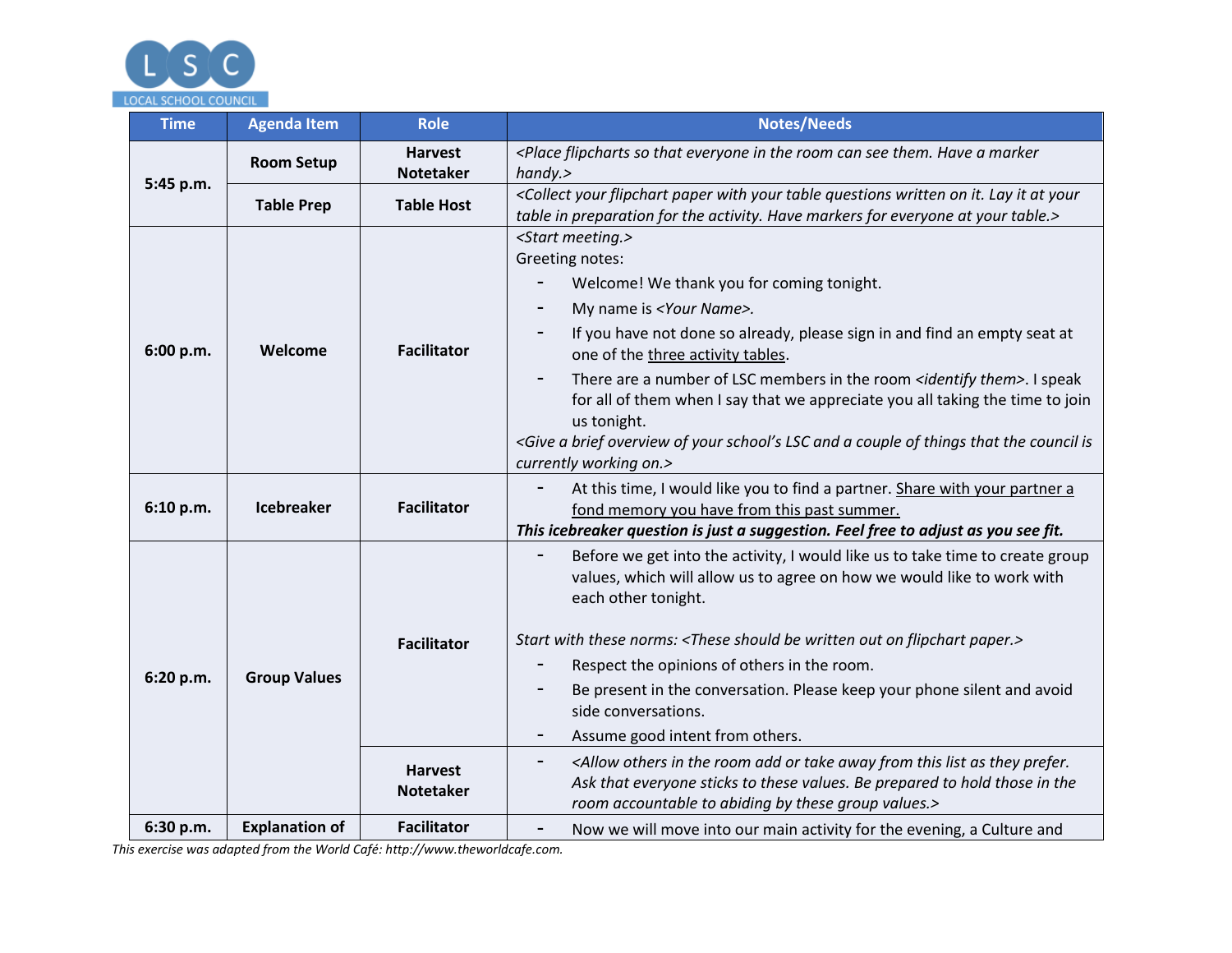LSC
LOCAL SCHOOL COUNCIL

| Time | Agenda Item | Role | Notes/Needs |
|---|---|---|---|
| **5:45 p.m.** | **Room Setup** | **Harvest Notetaker** | *<Place flipcharts so that everyone in the room can see them. Have a marker handy.>* |
| | **Table Prep** | **Table Host** | *<Collect your flipchart paper with your table questions written on it. Lay it at your table in preparation for the activity. Have markers for everyone at your table.>* |
| **6:00 p.m.** | **Welcome** | **Facilitator** | *<Start meeting.>*<br>Greeting notes:<br>- Welcome! We thank you for coming tonight.<br>- My name is *<Your Name>*.<br>- If you have not done so already, please sign in and find an empty seat at one of the three activity tables.<br>- There are a number of LSC members in the room *<identify them>*. I speak for all of them when I say that we appreciate you all taking the time to join us tonight.<br>*<Give a brief overview of your school's LSC and a couple of things that the council is currently working on.>* |
| **6:10 p.m.** | **Icebreaker** | **Facilitator** | - At this time, I would like you to find a partner. Share with your partner a fond memory you have from this past summer.<br>***This icebreaker question is just a suggestion. Feel free to adjust as you see fit.*** |
| **6:20 p.m.** | **Group Values** | **Facilitator** | - Before we get into the activity, I would like us to take time to create group values, which will allow us to agree on how we would like to work with each other tonight.<br><br>*Start with these norms: <These should be written out on flipchart paper.>*<br>- Respect the opinions of others in the room.<br>- Be present in the conversation. Please keep your phone silent and avoid side conversations.<br>- Assume good intent from others. |
| | | **Harvest Notetaker** | - *<Allow others in the room add or take away from this list as they prefer. Ask that everyone sticks to these values. Be prepared to hold those in the room accountable to abiding by these group values.>* |
| **6:30 p.m.** | **Explanation of** | **Facilitator** | - Now we will move into our main activity for the evening, a Culture and |

*This exercise was adapted from the World Café: http://www.theworldcafe.com.*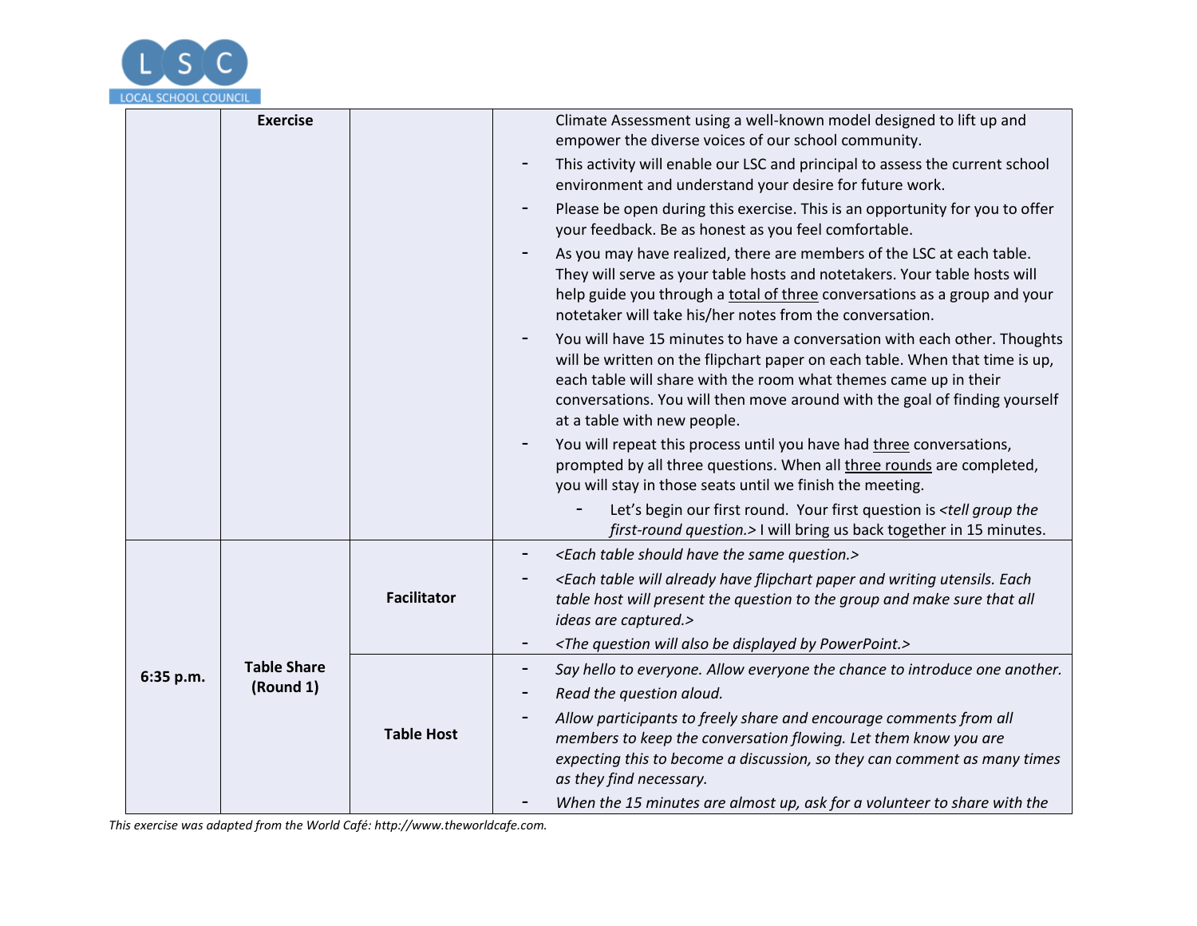| | | | |
|---|---|---|---|
| | **Exercise** | | Climate Assessment using a well-known model designed to lift up and empower the diverse voices of our school community.<br>- This activity will enable our LSC and principal to assess the current school environment and understand your desire for future work.<br>- Please be open during this exercise. This is an opportunity for you to offer your feedback. Be as honest as you feel comfortable.<br>- As you may have realized, there are members of the LSC at each table. They will serve as your table hosts and notetakers. Your table hosts will help guide you through a total of three conversations as a group and your notetaker will take his/her notes from the conversation.<br>- You will have 15 minutes to have a conversation with each other. Thoughts will be written on the flipchart paper on each table. When that time is up, each table will share with the room what themes came up in their conversations. You will then move around with the goal of finding yourself at a table with new people.<br>- You will repeat this process until you have had three conversations, prompted by all three questions. When all three rounds are completed, you will stay in those seats until we finish the meeting.<br>&nbsp;&nbsp;&nbsp;&nbsp;- Let's begin our first round. Your first question is *<tell group the first-round question.>* I will bring us back together in 15 minutes. |
| **6:35 p.m.** | **Table Share (Round 1)** | **Facilitator** | - *<Each table should have the same question.>*<br>- *<Each table will already have flipchart paper and writing utensils. Each table host will present the question to the group and make sure that all ideas are captured.>*<br>- *<The question will also be displayed by PowerPoint.>* |
| | | **Table Host** | - *Say hello to everyone. Allow everyone the chance to introduce one another.*<br>- *Read the question aloud.*<br>- *Allow participants to freely share and encourage comments from all members to keep the conversation flowing. Let them know you are expecting this to become a discussion, so they can comment as many times as they find necessary.*<br>- *When the 15 minutes are almost up, ask for a volunteer to share with the* |

*This exercise was adapted from the World Café: http://www.theworldcafe.com.*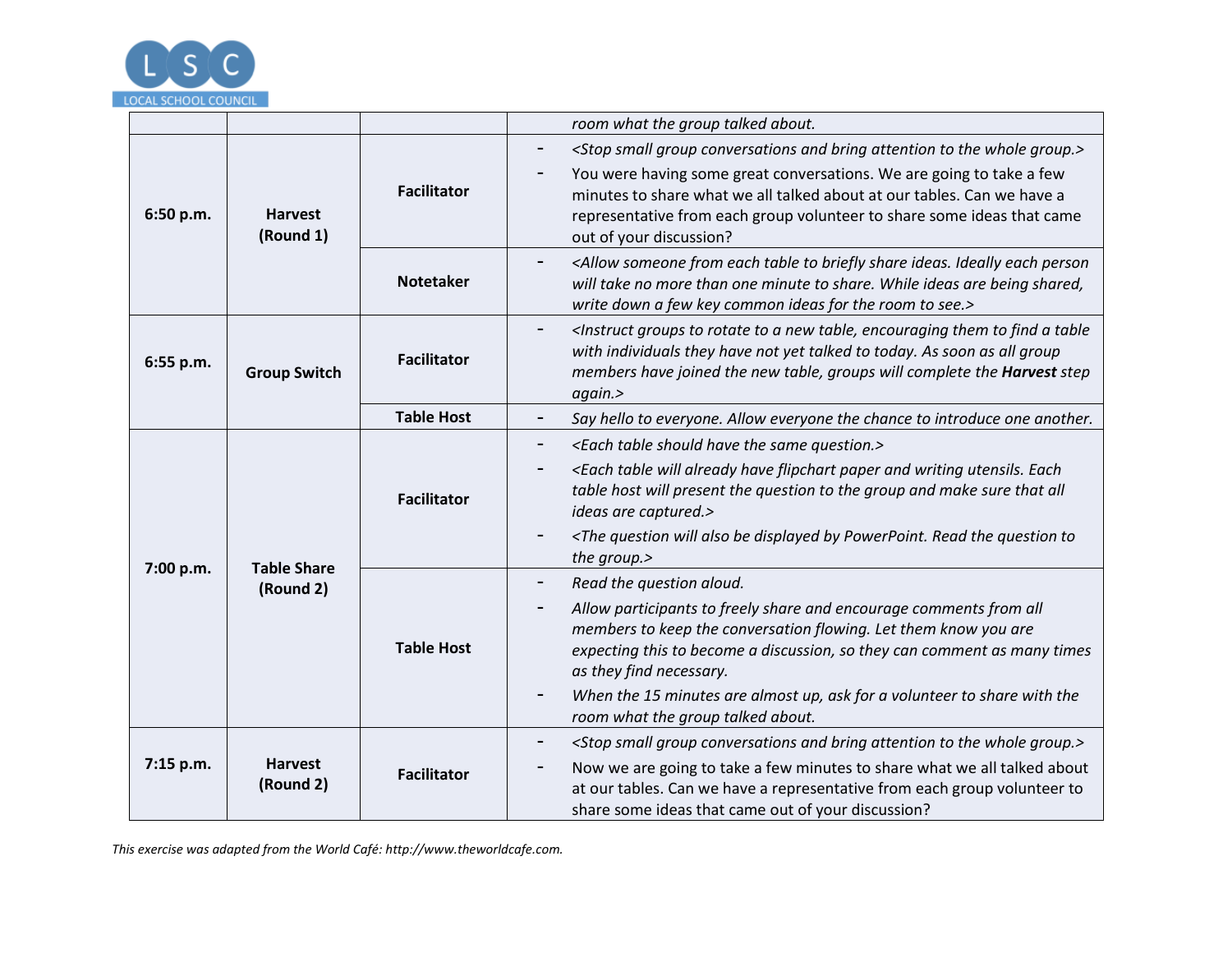| | | | |
|---|---|---|---|
| | | | *room what the group talked about.* |
| **6:50 p.m.** | **Harvest (Round 1)** | **Facilitator** | - *<Stop small group conversations and bring attention to the whole group.>*<br>- You were having some great conversations. We are going to take a few minutes to share what we all talked about at our tables. Can we have a representative from each group volunteer to share some ideas that came out of your discussion? |
| | | **Notetaker** | - *<Allow someone from each table to briefly share ideas. Ideally each person will take no more than one minute to share. While ideas are being shared, write down a few key common ideas for the room to see.>* |
| **6:55 p.m.** | **Group Switch** | **Facilitator** | - *<Instruct groups to rotate to a new table, encouraging them to find a table with individuals they have not yet talked to today. As soon as all group members have joined the new table, groups will complete the* ***Harvest*** *step again.>* |
| | | **Table Host** | - *Say hello to everyone. Allow everyone the chance to introduce one another.* |
| **7:00 p.m.** | **Table Share (Round 2)** | **Facilitator** | - *<Each table should have the same question.>*<br>- *<Each table will already have flipchart paper and writing utensils. Each table host will present the question to the group and make sure that all ideas are captured.>*<br>- *<The question will also be displayed by PowerPoint. Read the question to the group.>* |
| | | **Table Host** | - *Read the question aloud.*<br>- *Allow participants to freely share and encourage comments from all members to keep the conversation flowing. Let them know you are expecting this to become a discussion, so they can comment as many times as they find necessary.*<br>- *When the 15 minutes are almost up, ask for a volunteer to share with the room what the group talked about.* |
| **7:15 p.m.** | **Harvest (Round 2)** | **Facilitator** | - *<Stop small group conversations and bring attention to the whole group.>*<br>- Now we are going to take a few minutes to share what we all talked about at our tables. Can we have a representative from each group volunteer to share some ideas that came out of your discussion? |

*This exercise was adapted from the World Café: http://www.theworldcafe.com.*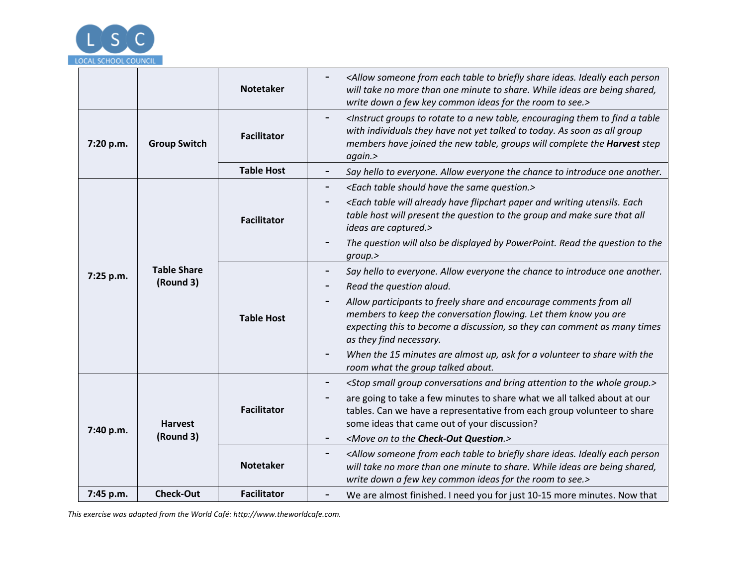| | | | |
|---|---|---|---|
| | | **Notetaker** | - *<Allow someone from each table to briefly share ideas. Ideally each person will take no more than one minute to share. While ideas are being shared, write down a few key common ideas for the room to see.>* |
| **7:20 p.m.** | **Group Switch** | **Facilitator** | - *<Instruct groups to rotate to a new table, encouraging them to find a table with individuals they have not yet talked to today. As soon as all group members have joined the new table, groups will complete the* ***Harvest*** *step again.>* |
| | | **Table Host** | - *Say hello to everyone. Allow everyone the chance to introduce one another.* |
| **7:25 p.m.** | **Table Share (Round 3)** | **Facilitator** | - *<Each table should have the same question.>* <br> - *<Each table will already have flipchart paper and writing utensils. Each table host will present the question to the group and make sure that all ideas are captured.>* <br> - *The question will also be displayed by PowerPoint. Read the question to the group.>* |
| | | **Table Host** | - *Say hello to everyone. Allow everyone the chance to introduce one another.* <br> - *Read the question aloud.* <br> - *Allow participants to freely share and encourage comments from all members to keep the conversation flowing. Let them know you are expecting this to become a discussion, so they can comment as many times as they find necessary.* <br> - *When the 15 minutes are almost up, ask for a volunteer to share with the room what the group talked about.* |
| **7:40 p.m.** | **Harvest (Round 3)** | **Facilitator** | - *<Stop small group conversations and bring attention to the whole group.>* <br> - are going to take a few minutes to share what we all talked about at our tables. Can we have a representative from each group volunteer to share some ideas that came out of your discussion? <br> - *<Move on to the* ***Check-Out Question****.>* |
| | | **Notetaker** | - *<Allow someone from each table to briefly share ideas. Ideally each person will take no more than one minute to share. While ideas are being shared, write down a few key common ideas for the room to see.>* |
| **7:45 p.m.** | **Check-Out** | **Facilitator** | - We are almost finished. I need you for just 10-15 more minutes. Now that |

*This exercise was adapted from the World Café: http://www.theworldcafe.com.*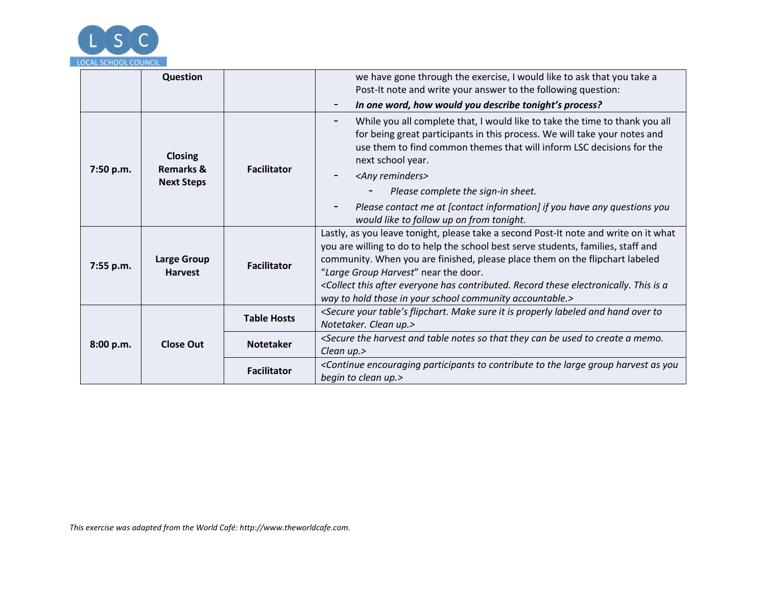| | | | |
|---|---|---|---|
| | **Question** | | we have gone through the exercise, I would like to ask that you take a Post-It note and write your answer to the following question: <br> - ***In one word, how would you describe tonight's process?*** |
| **7:50 p.m.** | **Closing Remarks & Next Steps** | **Facilitator** | - While you all complete that, I would like to take the time to thank you all for being great participants in this process. We will take your notes and use them to find common themes that will inform LSC decisions for the next school year. <br> - *<Any reminders>* <br> &nbsp;&nbsp;&nbsp;&nbsp;- *Please complete the sign-in sheet.* <br> - *Please contact me at [contact information] if you have any questions you would like to follow up on from tonight.* |
| **7:55 p.m.** | **Large Group Harvest** | **Facilitator** | Lastly, as you leave tonight, please take a second Post-It note and write on it what you are willing to do to help the school best serve students, families, staff and community. When you are finished, please place them on the flipchart labeled "*Large Group Harvest*" near the door. <br> *<Collect this after everyone has contributed. Record these electronically. This is a way to hold those in your school community accountable.>* |
| **8:00 p.m.** | **Close Out** | **Table Hosts** | *<Secure your table's flipchart. Make sure it is properly labeled and hand over to Notetaker. Clean up.>* |
| | | **Notetaker** | *<Secure the harvest and table notes so that they can be used to create a memo. Clean up.>* |
| | | **Facilitator** | *<Continue encouraging participants to contribute to the large group harvest as you begin to clean up.>* |

*This exercise was adapted from the World Café: http://www.theworldcafe.com.*